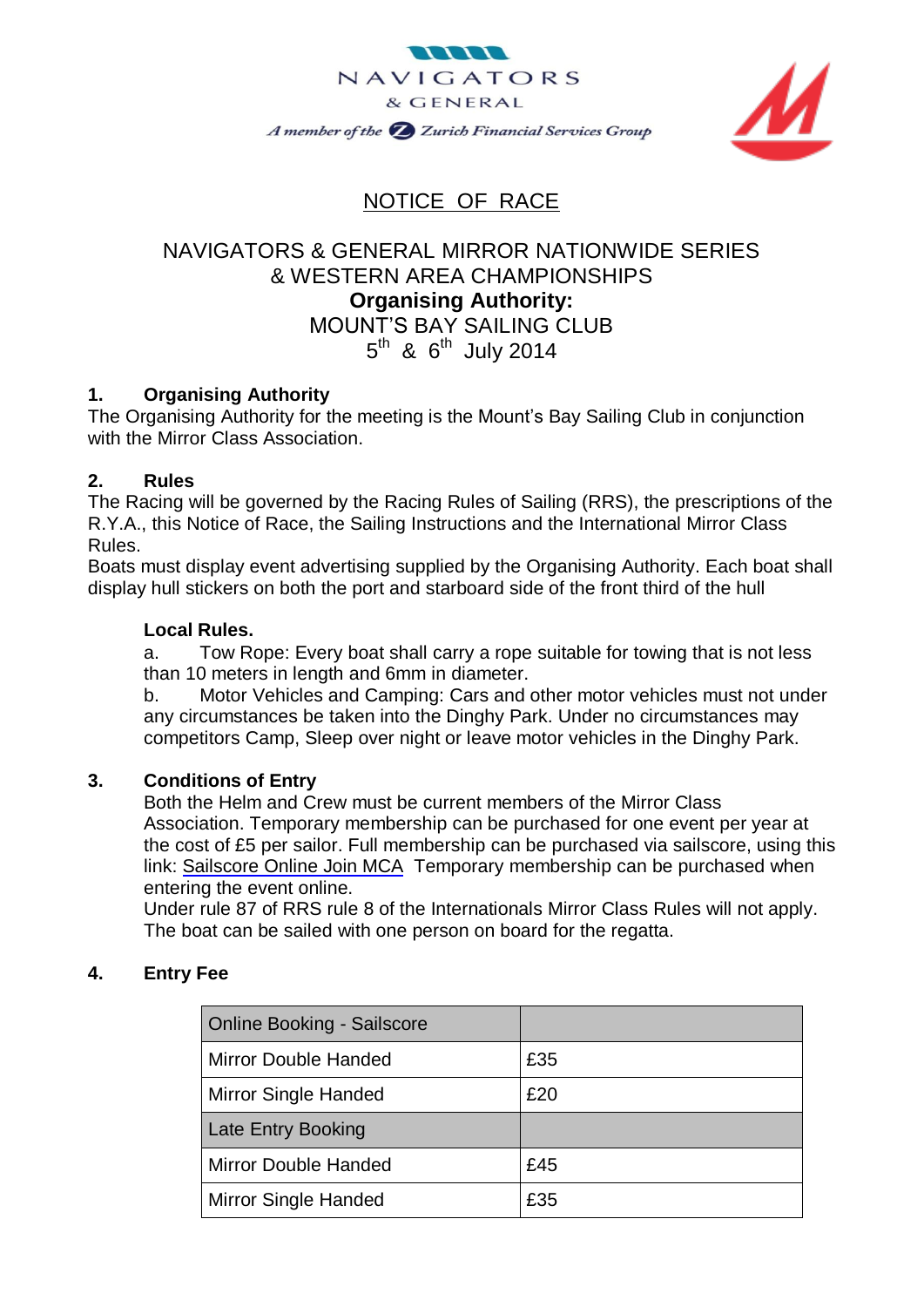NAVIGATORS
& GENERAL
*A member of the Zurich Financial Services Group*

# NOTICE OF RACE

NAVIGATORS & GENERAL MIRROR NATIONWIDE SERIES
& WESTERN AREA CHAMPIONSHIPS

**Organising Authority:**

MOUNT'S BAY SAILING CLUB

5th & 6th July 2014

## 1. Organising Authority

The Organising Authority for the meeting is the Mount's Bay Sailing Club in conjunction with the Mirror Class Association.

## 2. Rules

The Racing will be governed by the Racing Rules of Sailing (RRS), the prescriptions of the R.Y.A., this Notice of Race, the Sailing Instructions and the International Mirror Class Rules.

Boats must display event advertising supplied by the Organising Authority. Each boat shall display hull stickers on both the port and starboard side of the front third of the hull

### Local Rules.

a. Tow Rope: Every boat shall carry a rope suitable for towing that is not less than 10 meters in length and 6mm in diameter.

b. Motor Vehicles and Camping: Cars and other motor vehicles must not under any circumstances be taken into the Dinghy Park. Under no circumstances may competitors Camp, Sleep over night or leave motor vehicles in the Dinghy Park.

## 3. Conditions of Entry

Both the Helm and Crew must be current members of the Mirror Class Association. Temporary membership can be purchased for one event per year at the cost of £5 per sailor. Full membership can be purchased via sailscore, using this link: Sailscore Online Join MCA Temporary membership can be purchased when entering the event online.

Under rule 87 of RRS rule 8 of the Internationals Mirror Class Rules will not apply. The boat can be sailed with one person on board for the regatta.

## 4. Entry Fee

| Online Booking - Sailscore | |
|---|---|
| Mirror Double Handed | £35 |
| Mirror Single Handed | £20 |
| Late Entry Booking | |
| Mirror Double Handed | £45 |
| Mirror Single Handed | £35 |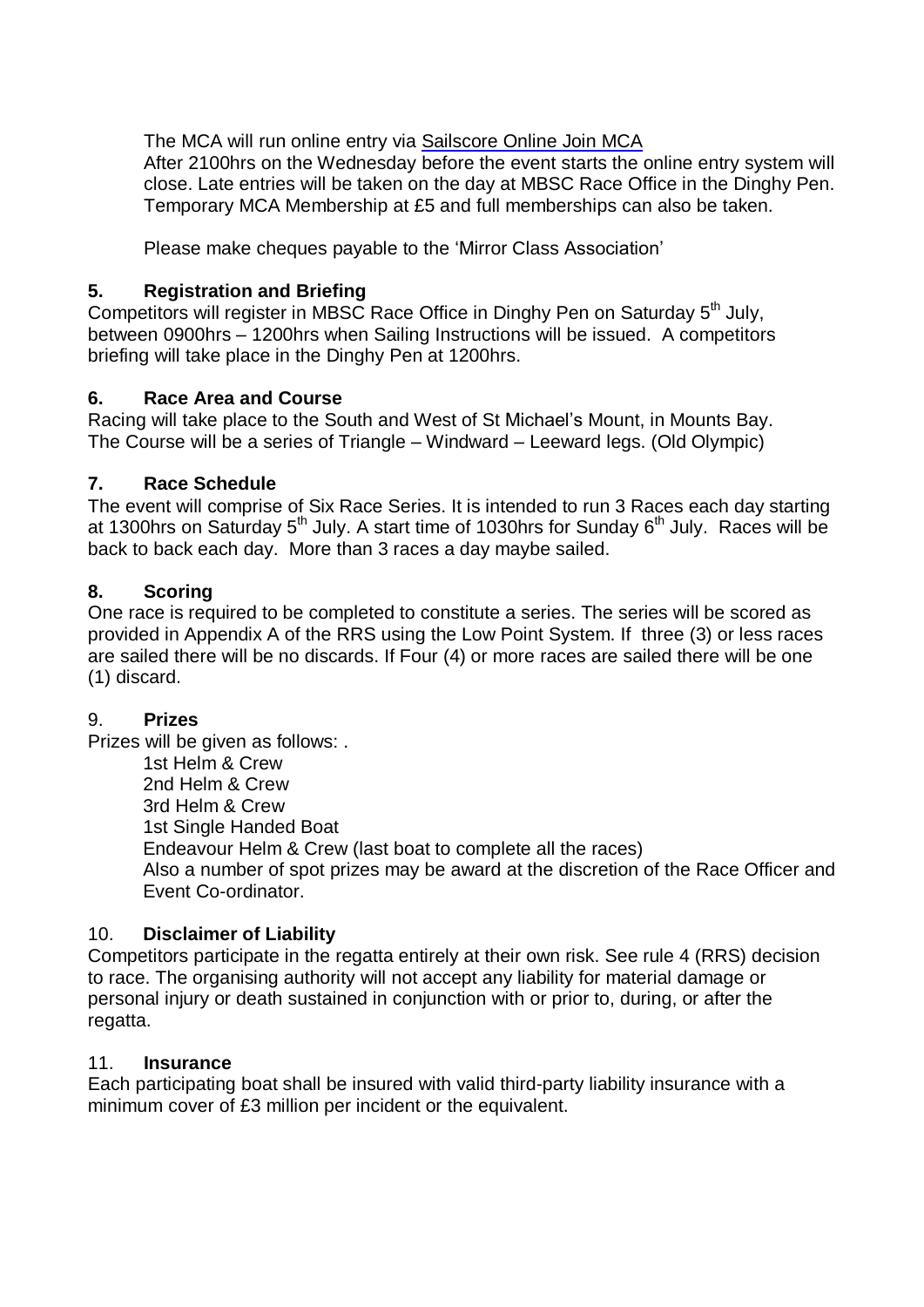The MCA will run online entry via [Sailscore Online Join MCA]

After 2100hrs on the Wednesday before the event starts the online entry system will close. Late entries will be taken on the day at MBSC Race Office in the Dinghy Pen. Temporary MCA Membership at £5 and full memberships can also be taken.

Please make cheques payable to the 'Mirror Class Association'

## 5. Registration and Briefing

Competitors will register in MBSC Race Office in Dinghy Pen on Saturday 5th July, between 0900hrs – 1200hrs when Sailing Instructions will be issued. A competitors briefing will take place in the Dinghy Pen at 1200hrs.

## 6. Race Area and Course

Racing will take place to the South and West of St Michael's Mount, in Mounts Bay. The Course will be a series of Triangle – Windward – Leeward legs. (Old Olympic)

## 7. Race Schedule

The event will comprise of Six Race Series. It is intended to run 3 Races each day starting at 1300hrs on Saturday 5th July. A start time of 1030hrs for Sunday 6th July. Races will be back to back each day. More than 3 races a day maybe sailed.

## 8. Scoring

One race is required to be completed to constitute a series. The series will be scored as provided in Appendix A of the RRS using the Low Point System. If three (3) or less races are sailed there will be no discards. If Four (4) or more races are sailed there will be one (1) discard.

## 9. Prizes

Prizes will be given as follows: .

- 1st Helm & Crew
- 2nd Helm & Crew
- 3rd Helm & Crew
- 1st Single Handed Boat
- Endeavour Helm & Crew (last boat to complete all the races)
- Also a number of spot prizes may be award at the discretion of the Race Officer and Event Co-ordinator.

## 10. Disclaimer of Liability

Competitors participate in the regatta entirely at their own risk. See rule 4 (RRS) decision to race. The organising authority will not accept any liability for material damage or personal injury or death sustained in conjunction with or prior to, during, or after the regatta.

## 11. Insurance

Each participating boat shall be insured with valid third-party liability insurance with a minimum cover of £3 million per incident or the equivalent.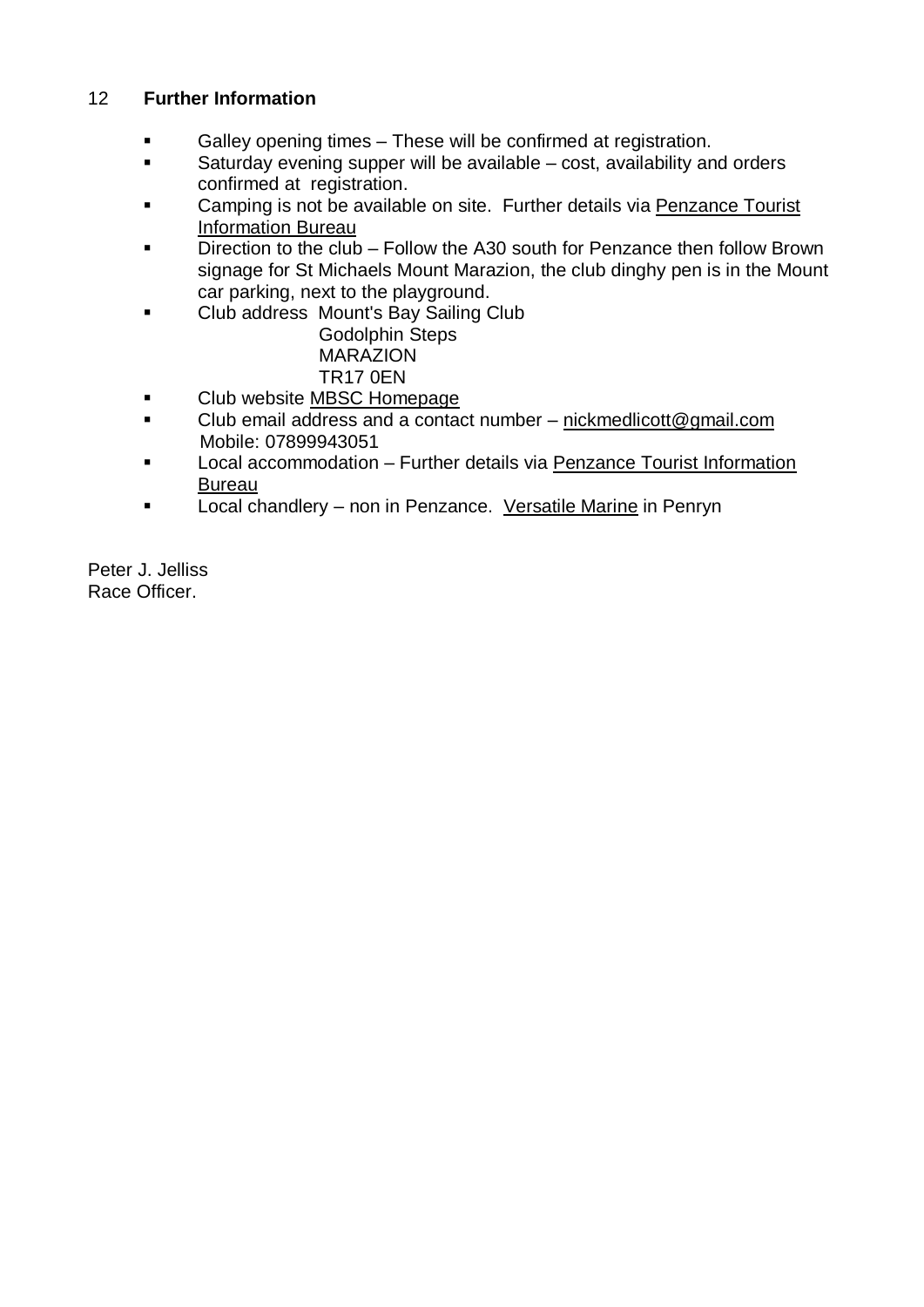## 12 Further Information

- Galley opening times – These will be confirmed at registration.
- Saturday evening supper will be available – cost, availability and orders confirmed at registration.
- Camping is not be available on site. Further details via Penzance Tourist Information Bureau
- Direction to the club – Follow the A30 south for Penzance then follow Brown signage for St Michaels Mount Marazion, the club dinghy pen is in the Mount car parking, next to the playground.
- Club address Mount's Bay Sailing Club
  Godolphin Steps
  MARAZION
  TR17 0EN
- Club website MBSC Homepage
- Club email address and a contact number – nickmedlicott@gmail.com
  Mobile: 07899943051
- Local accommodation – Further details via Penzance Tourist Information Bureau
- Local chandlery – non in Penzance. Versatile Marine in Penryn

Peter J. Jelliss
Race Officer.